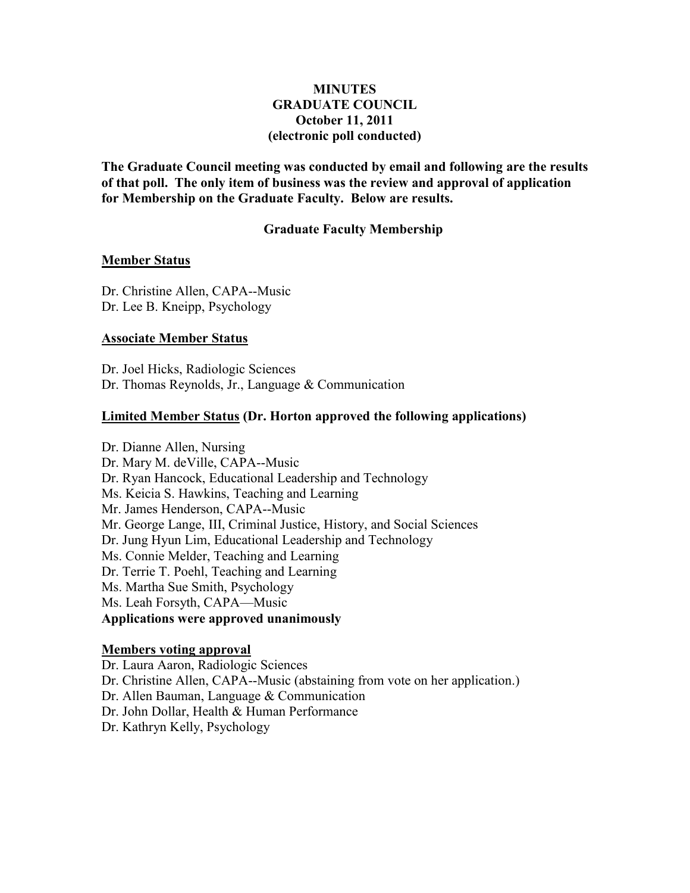# MINUTES
# GRADUATE COUNCIL
## October 11, 2011
## (electronic poll conducted)

**The Graduate Council meeting was conducted by email and following are the results of that poll. The only item of business was the review and approval of application for Membership on the Graduate Faculty. Below are results.**

### Graduate Faculty Membership

**Member Status**

Dr. Christine Allen, CAPA--Music
Dr. Lee B. Kneipp, Psychology

**Associate Member Status**

Dr. Joel Hicks, Radiologic Sciences
Dr. Thomas Reynolds, Jr., Language & Communication

**Limited Member Status (Dr. Horton approved the following applications)**

Dr. Dianne Allen, Nursing
Dr. Mary M. deVille, CAPA--Music
Dr. Ryan Hancock, Educational Leadership and Technology
Ms. Keicia S. Hawkins, Teaching and Learning
Mr. James Henderson, CAPA--Music
Mr. George Lange, III, Criminal Justice, History, and Social Sciences
Dr. Jung Hyun Lim, Educational Leadership and Technology
Ms. Connie Melder, Teaching and Learning
Dr. Terrie T. Poehl, Teaching and Learning
Ms. Martha Sue Smith, Psychology
Ms. Leah Forsyth, CAPA—Music
**Applications were approved unanimously**

**Members voting approval**

Dr. Laura Aaron, Radiologic Sciences
Dr. Christine Allen, CAPA--Music (abstaining from vote on her application.)
Dr. Allen Bauman, Language & Communication
Dr. John Dollar, Health & Human Performance
Dr. Kathryn Kelly, Psychology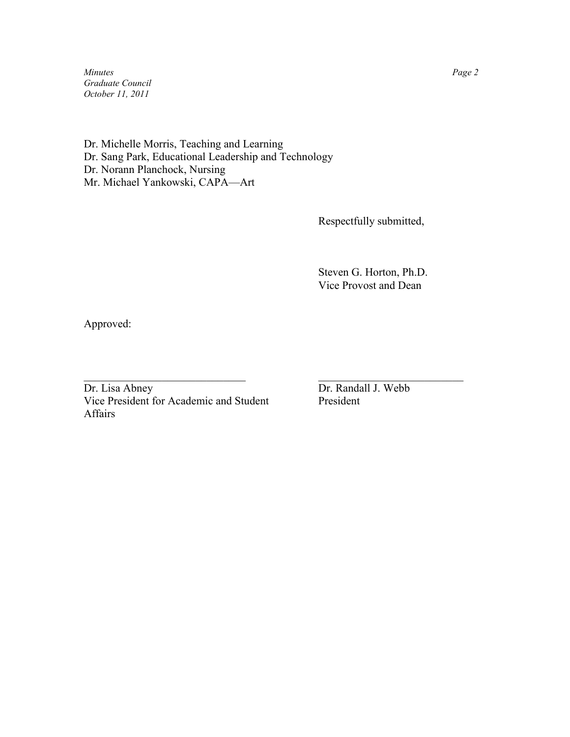Dr. Michelle Morris, Teaching and Learning
Dr. Sang Park, Educational Leadership and Technology
Dr. Norann Planchock, Nursing
Mr. Michael Yankowski, CAPA—Art

Respectfully submitted,

Steven G. Horton, Ph.D.
Vice Provost and Dean

Approved:

_____________________________
Dr. Lisa Abney
Vice President for Academic and Student Affairs

_____________________________
Dr. Randall J. Webb
President